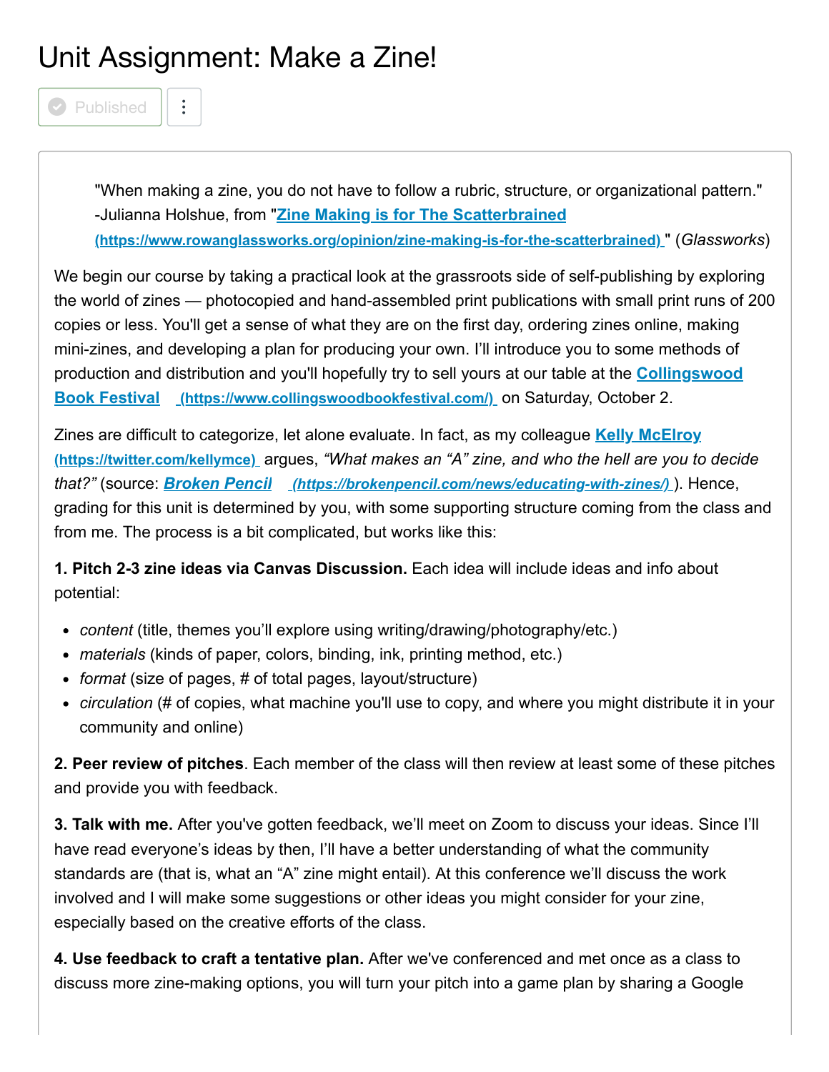# Unit Assignment: Make a Zine!

> "When making a zine, you do not have to follow a rubric, structure, or organizational pattern." -Julianna Holshue, from "[Zine Making is for The Scatterbrained](https://www.rowanglassworks.org/opinion/zine-making-is-for-the-scatterbrained) (https://www.rowanglassworks.org/opinion/zine-making-is-for-the-scatterbrained)" (*Glassworks*)

We begin our course by taking a practical look at the grassroots side of self-publishing by exploring the world of zines — photocopied and hand-assembled print publications with small print runs of 200 copies or less. You'll get a sense of what they are on the first day, ordering zines online, making mini-zines, and developing a plan for producing your own. I'll introduce you to some methods of production and distribution and you'll hopefully try to sell yours at our table at the [Collingswood Book Festival](https://www.collingswoodbookfestival.com/) (https://www.collingswoodbookfestival.com/) on Saturday, October 2.

Zines are difficult to categorize, let alone evaluate. In fact, as my colleague [Kelly McElroy](https://twitter.com/kellymce) (https://twitter.com/kellymce) argues, *"What makes an "A" zine, and who the hell are you to decide that?"* (source: [*Broken Pencil*](https://brokenpencil.com/news/educating-with-zines/) *(https://brokenpencil.com/news/educating-with-zines/)*). Hence, grading for this unit is determined by you, with some supporting structure coming from the class and from me. The process is a bit complicated, but works like this:

**1. Pitch 2-3 zine ideas via Canvas Discussion.** Each idea will include ideas and info about potential:

- *content* (title, themes you'll explore using writing/drawing/photography/etc.)
- *materials* (kinds of paper, colors, binding, ink, printing method, etc.)
- *format* (size of pages, # of total pages, layout/structure)
- *circulation* (# of copies, what machine you'll use to copy, and where you might distribute it in your community and online)

**2. Peer review of pitches**. Each member of the class will then review at least some of these pitches and provide you with feedback.

**3. Talk with me.** After you've gotten feedback, we'll meet on Zoom to discuss your ideas. Since I'll have read everyone's ideas by then, I'll have a better understanding of what the community standards are (that is, what an "A" zine might entail). At this conference we'll discuss the work involved and I will make some suggestions or other ideas you might consider for your zine, especially based on the creative efforts of the class.

**4. Use feedback to craft a tentative plan.** After we've conferenced and met once as a class to discuss more zine-making options, you will turn your pitch into a game plan by sharing a Google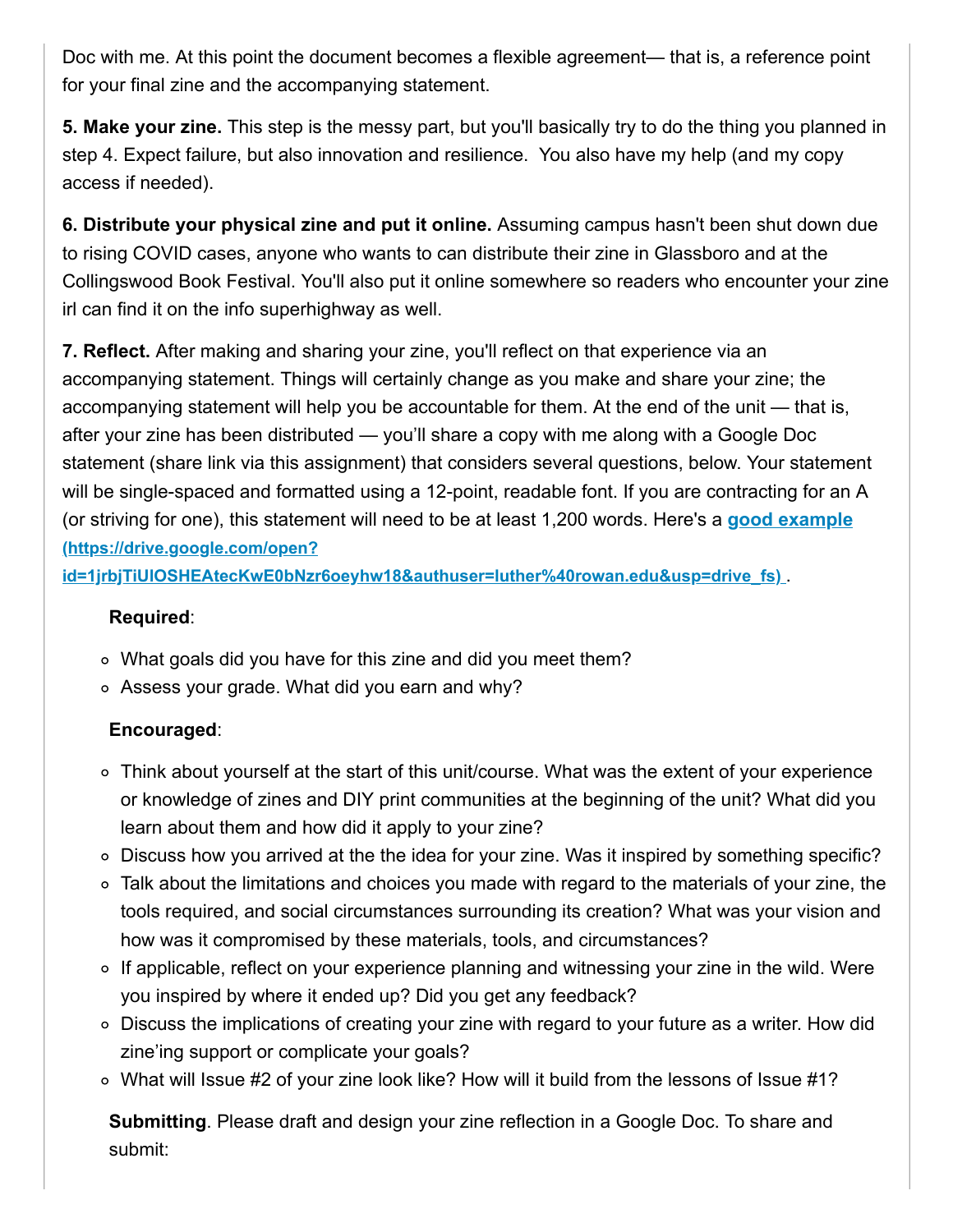Doc with me. At this point the document becomes a flexible agreement— that is, a reference point for your final zine and the accompanying statement.

**5. Make your zine.** This step is the messy part, but you'll basically try to do the thing you planned in step 4. Expect failure, but also innovation and resilience. You also have my help (and my copy access if needed).

**6. Distribute your physical zine and put it online.** Assuming campus hasn't been shut down due to rising COVID cases, anyone who wants to can distribute their zine in Glassboro and at the Collingswood Book Festival. You'll also put it online somewhere so readers who encounter your zine irl can find it on the info superhighway as well.

**7. Reflect.** After making and sharing your zine, you'll reflect on that experience via an accompanying statement. Things will certainly change as you make and share your zine; the accompanying statement will help you be accountable for them. At the end of the unit — that is, after your zine has been distributed — you'll share a copy with me along with a Google Doc statement (share link via this assignment) that considers several questions, below. Your statement will be single-spaced and formatted using a 12-point, readable font. If you are contracting for an A (or striving for one), this statement will need to be at least 1,200 words. Here's a [good example (https://drive.google.com/open?id=1jrbjTiUlOSHEAtecKwE0bNzr6oeyhw18&authuser=luther%40rowan.edu&usp=drive_fs)](https://drive.google.com/open?id=1jrbjTiUlOSHEAtecKwE0bNzr6oeyhw18&authuser=luther%40rowan.edu&usp=drive_fs).

**Required**:

- What goals did you have for this zine and did you meet them?
- Assess your grade. What did you earn and why?

**Encouraged**:

- Think about yourself at the start of this unit/course. What was the extent of your experience or knowledge of zines and DIY print communities at the beginning of the unit? What did you learn about them and how did it apply to your zine?
- Discuss how you arrived at the the idea for your zine. Was it inspired by something specific?
- Talk about the limitations and choices you made with regard to the materials of your zine, the tools required, and social circumstances surrounding its creation? What was your vision and how was it compromised by these materials, tools, and circumstances?
- If applicable, reflect on your experience planning and witnessing your zine in the wild. Were you inspired by where it ended up? Did you get any feedback?
- Discuss the implications of creating your zine with regard to your future as a writer. How did zine'ing support or complicate your goals?
- What will Issue #2 of your zine look like? How will it build from the lessons of Issue #1?

**Submitting**. Please draft and design your zine reflection in a Google Doc. To share and submit: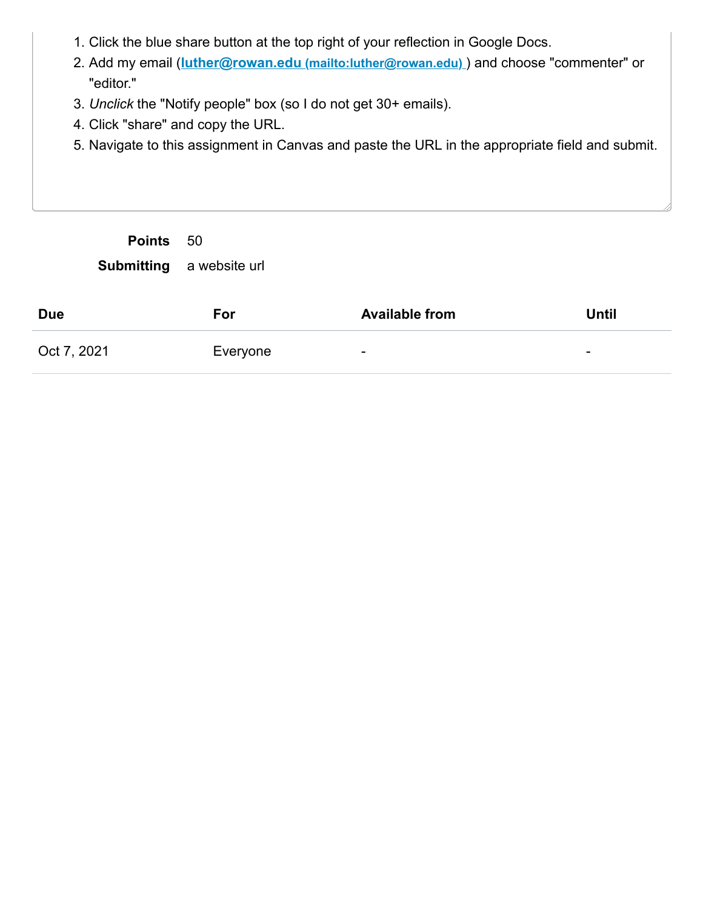1. Click the blue share button at the top right of your reflection in Google Docs.
2. Add my email ([luther@rowan.edu (mailto:luther@rowan.edu)](mailto:luther@rowan.edu) ) and choose "commenter" or "editor."
3. *Unclick* the "Notify people" box (so I do not get 30+ emails).
4. Click "share" and copy the URL.
5. Navigate to this assignment in Canvas and paste the URL in the appropriate field and submit.

**Points** 50

**Submitting** a website url

| Due | For | Available from | Until |
| --- | --- | --- | --- |
| Oct 7, 2021 | Everyone | - | - |